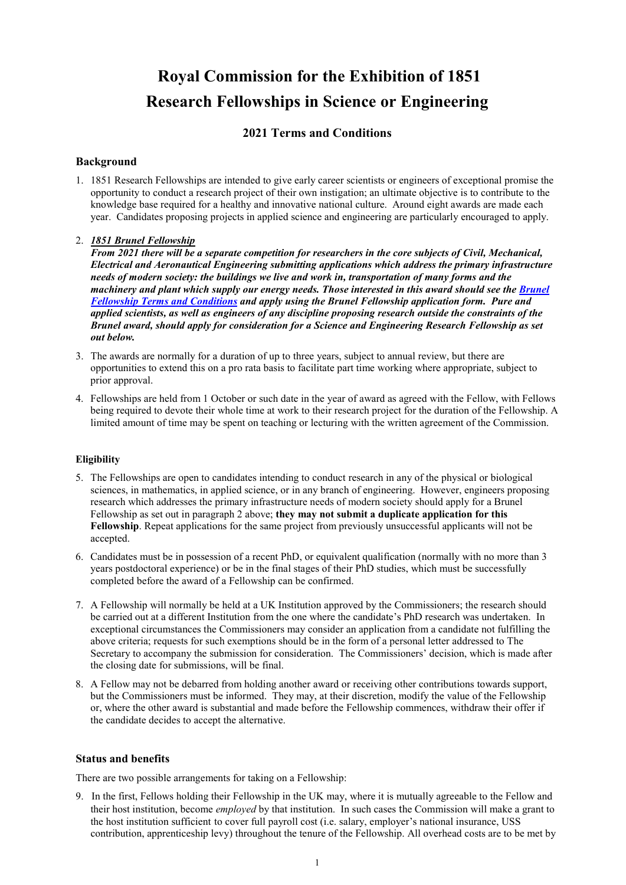# Royal Commission for the Exhibition of 1851
# Research Fellowships in Science or Engineering

## 2021 Terms and Conditions

### Background

1. 1851 Research Fellowships are intended to give early career scientists or engineers of exceptional promise the opportunity to conduct a research project of their own instigation; an ultimate objective is to contribute to the knowledge base required for a healthy and innovative national culture. Around eight awards are made each year. Candidates proposing projects in applied science and engineering are particularly encouraged to apply.

2. ***<u>1851 Brunel Fellowship</u>***
***From 2021 there will be a separate competition for researchers in the core subjects of Civil, Mechanical, Electrical and Aeronautical Engineering submitting applications which address the primary infrastructure needs of modern society: the buildings we live and work in, transportation of many forms and the machinery and plant which supply our energy needs. Those interested in this award should see the [Brunel Fellowship Terms and Conditions] and apply using the Brunel Fellowship application form. Pure and applied scientists, as well as engineers of any discipline proposing research outside the constraints of the Brunel award, should apply for consideration for a Science and Engineering Research Fellowship as set out below.***

3. The awards are normally for a duration of up to three years, subject to annual review, but there are opportunities to extend this on a pro rata basis to facilitate part time working where appropriate, subject to prior approval.

4. Fellowships are held from 1 October or such date in the year of award as agreed with the Fellow, with Fellows being required to devote their whole time at work to their research project for the duration of the Fellowship. A limited amount of time may be spent on teaching or lecturing with the written agreement of the Commission.

### Eligibility

5. The Fellowships are open to candidates intending to conduct research in any of the physical or biological sciences, in mathematics, in applied science, or in any branch of engineering. However, engineers proposing research which addresses the primary infrastructure needs of modern society should apply for a Brunel Fellowship as set out in paragraph 2 above; **they may not submit a duplicate application for this Fellowship**. Repeat applications for the same project from previously unsuccessful applicants will not be accepted.

6. Candidates must be in possession of a recent PhD, or equivalent qualification (normally with no more than 3 years postdoctoral experience) or be in the final stages of their PhD studies, which must be successfully completed before the award of a Fellowship can be confirmed.

7. A Fellowship will normally be held at a UK Institution approved by the Commissioners; the research should be carried out at a different Institution from the one where the candidate's PhD research was undertaken. In exceptional circumstances the Commissioners may consider an application from a candidate not fulfilling the above criteria; requests for such exemptions should be in the form of a personal letter addressed to The Secretary to accompany the submission for consideration. The Commissioners' decision, which is made after the closing date for submissions, will be final.

8. A Fellow may not be debarred from holding another award or receiving other contributions towards support, but the Commissioners must be informed. They may, at their discretion, modify the value of the Fellowship or, where the other award is substantial and made before the Fellowship commences, withdraw their offer if the candidate decides to accept the alternative.

### Status and benefits

There are two possible arrangements for taking on a Fellowship:

9. In the first, Fellows holding their Fellowship in the UK may, where it is mutually agreeable to the Fellow and their host institution, become *employed* by that institution. In such cases the Commission will make a grant to the host institution sufficient to cover full payroll cost (i.e. salary, employer's national insurance, USS contribution, apprenticeship levy) throughout the tenure of the Fellowship. All overhead costs are to be met by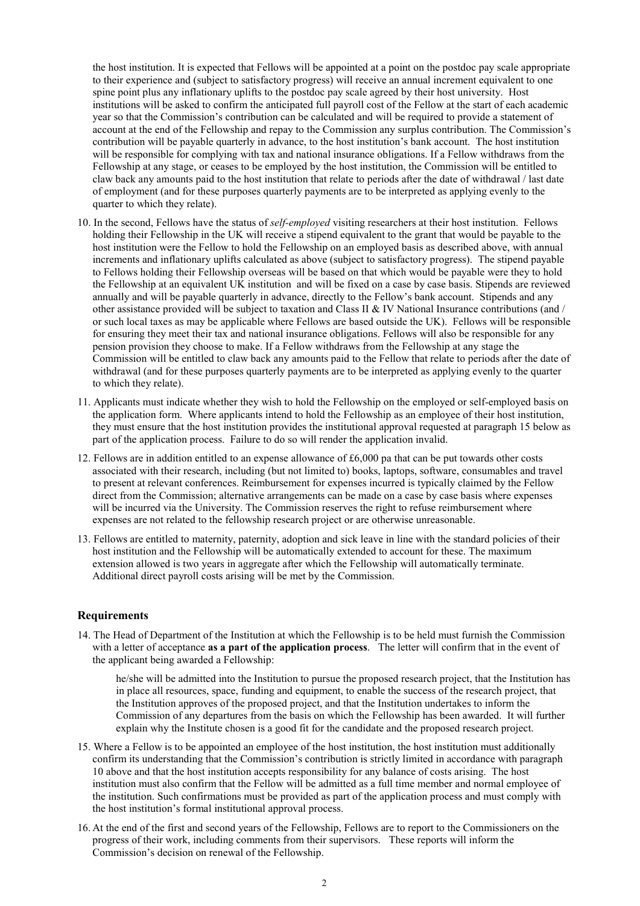the host institution. It is expected that Fellows will be appointed at a point on the postdoc pay scale appropriate to their experience and (subject to satisfactory progress) will receive an annual increment equivalent to one spine point plus any inflationary uplifts to the postdoc pay scale agreed by their host university. Host institutions will be asked to confirm the anticipated full payroll cost of the Fellow at the start of each academic year so that the Commission's contribution can be calculated and will be required to provide a statement of account at the end of the Fellowship and repay to the Commission any surplus contribution. The Commission's contribution will be payable quarterly in advance, to the host institution's bank account. The host institution will be responsible for complying with tax and national insurance obligations. If a Fellow withdraws from the Fellowship at any stage, or ceases to be employed by the host institution, the Commission will be entitled to claw back any amounts paid to the host institution that relate to periods after the date of withdrawal / last date of employment (and for these purposes quarterly payments are to be interpreted as applying evenly to the quarter to which they relate).

10. In the second, Fellows have the status of *self-employed* visiting researchers at their host institution. Fellows holding their Fellowship in the UK will receive a stipend equivalent to the grant that would be payable to the host institution were the Fellow to hold the Fellowship on an employed basis as described above, with annual increments and inflationary uplifts calculated as above (subject to satisfactory progress). The stipend payable to Fellows holding their Fellowship overseas will be based on that which would be payable were they to hold the Fellowship at an equivalent UK institution and will be fixed on a case by case basis. Stipends are reviewed annually and will be payable quarterly in advance, directly to the Fellow's bank account. Stipends and any other assistance provided will be subject to taxation and Class II & IV National Insurance contributions (and / or such local taxes as may be applicable where Fellows are based outside the UK). Fellows will be responsible for ensuring they meet their tax and national insurance obligations. Fellows will also be responsible for any pension provision they choose to make. If a Fellow withdraws from the Fellowship at any stage the Commission will be entitled to claw back any amounts paid to the Fellow that relate to periods after the date of withdrawal (and for these purposes quarterly payments are to be interpreted as applying evenly to the quarter to which they relate).

11. Applicants must indicate whether they wish to hold the Fellowship on the employed or self-employed basis on the application form. Where applicants intend to hold the Fellowship as an employee of their host institution, they must ensure that the host institution provides the institutional approval requested at paragraph 15 below as part of the application process. Failure to do so will render the application invalid.

12. Fellows are in addition entitled to an expense allowance of £6,000 pa that can be put towards other costs associated with their research, including (but not limited to) books, laptops, software, consumables and travel to present at relevant conferences. Reimbursement for expenses incurred is typically claimed by the Fellow direct from the Commission; alternative arrangements can be made on a case by case basis where expenses will be incurred via the University. The Commission reserves the right to refuse reimbursement where expenses are not related to the fellowship research project or are otherwise unreasonable.

13. Fellows are entitled to maternity, paternity, adoption and sick leave in line with the standard policies of their host institution and the Fellowship will be automatically extended to account for these. The maximum extension allowed is two years in aggregate after which the Fellowship will automatically terminate. Additional direct payroll costs arising will be met by the Commission.

## Requirements

14. The Head of Department of the Institution at which the Fellowship is to be held must furnish the Commission with a letter of acceptance **as a part of the application process**. The letter will confirm that in the event of the applicant being awarded a Fellowship:

    he/she will be admitted into the Institution to pursue the proposed research project, that the Institution has in place all resources, space, funding and equipment, to enable the success of the research project, that the Institution approves of the proposed project, and that the Institution undertakes to inform the Commission of any departures from the basis on which the Fellowship has been awarded. It will further explain why the Institute chosen is a good fit for the candidate and the proposed research project.

15. Where a Fellow is to be appointed an employee of the host institution, the host institution must additionally confirm its understanding that the Commission's contribution is strictly limited in accordance with paragraph 10 above and that the host institution accepts responsibility for any balance of costs arising. The host institution must also confirm that the Fellow will be admitted as a full time member and normal employee of the institution. Such confirmations must be provided as part of the application process and must comply with the host institution's formal institutional approval process.

16. At the end of the first and second years of the Fellowship, Fellows are to report to the Commissioners on the progress of their work, including comments from their supervisors. These reports will inform the Commission's decision on renewal of the Fellowship.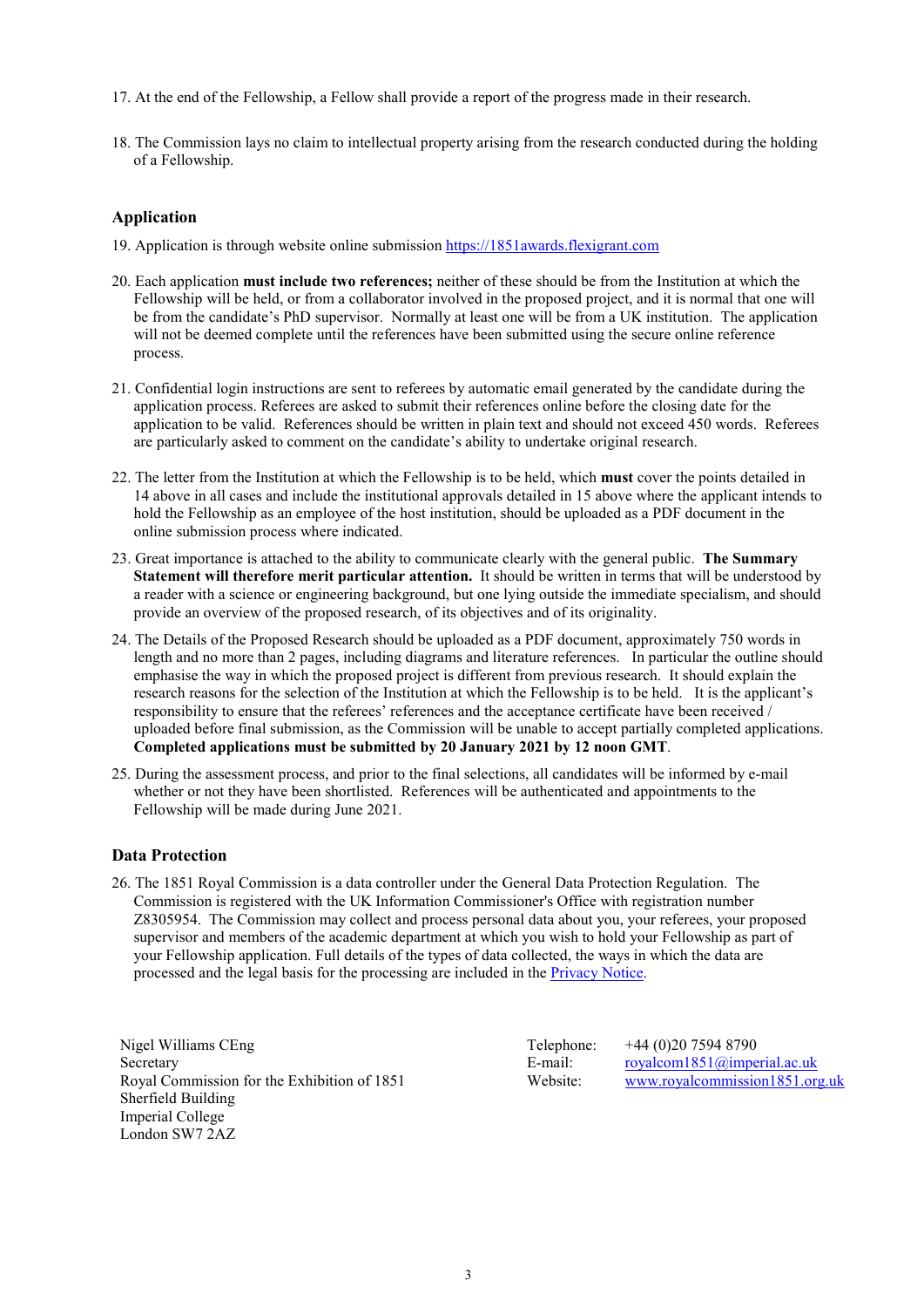17. At the end of the Fellowship, a Fellow shall provide a report of the progress made in their research.

18. The Commission lays no claim to intellectual property arising from the research conducted during the holding of a Fellowship.

## Application

19. Application is through website online submission [https://1851awards.flexigrant.com](https://1851awards.flexigrant.com)

20. Each application **must include two references;** neither of these should be from the Institution at which the Fellowship will be held, or from a collaborator involved in the proposed project, and it is normal that one will be from the candidate's PhD supervisor. Normally at least one will be from a UK institution. The application will not be deemed complete until the references have been submitted using the secure online reference process.

21. Confidential login instructions are sent to referees by automatic email generated by the candidate during the application process. Referees are asked to submit their references online before the closing date for the application to be valid. References should be written in plain text and should not exceed 450 words. Referees are particularly asked to comment on the candidate's ability to undertake original research.

22. The letter from the Institution at which the Fellowship is to be held, which **must** cover the points detailed in 14 above in all cases and include the institutional approvals detailed in 15 above where the applicant intends to hold the Fellowship as an employee of the host institution, should be uploaded as a PDF document in the online submission process where indicated.

23. Great importance is attached to the ability to communicate clearly with the general public. **The Summary Statement will therefore merit particular attention.** It should be written in terms that will be understood by a reader with a science or engineering background, but one lying outside the immediate specialism, and should provide an overview of the proposed research, of its objectives and of its originality.

24. The Details of the Proposed Research should be uploaded as a PDF document, approximately 750 words in length and no more than 2 pages, including diagrams and literature references. In particular the outline should emphasise the way in which the proposed project is different from previous research. It should explain the research reasons for the selection of the Institution at which the Fellowship is to be held. It is the applicant's responsibility to ensure that the referees' references and the acceptance certificate have been received / uploaded before final submission, as the Commission will be unable to accept partially completed applications. **Completed applications must be submitted by 20 January 2021 by 12 noon GMT**.

25. During the assessment process, and prior to the final selections, all candidates will be informed by e-mail whether or not they have been shortlisted. References will be authenticated and appointments to the Fellowship will be made during June 2021.

## Data Protection

26. The 1851 Royal Commission is a data controller under the General Data Protection Regulation. The Commission is registered with the UK Information Commissioner's Office with registration number Z8305954. The Commission may collect and process personal data about you, your referees, your proposed supervisor and members of the academic department at which you wish to hold your Fellowship as part of your Fellowship application. Full details of the types of data collected, the ways in which the data are processed and the legal basis for the processing are included in the Privacy Notice.

Nigel Williams CEng
Secretary
Royal Commission for the Exhibition of 1851
Sherfield Building
Imperial College
London SW7 2AZ

Telephone: +44 (0)20 7594 8790
E-mail: [royalcom1851@imperial.ac.uk](mailto:royalcom1851@imperial.ac.uk)
Website: [www.royalcommission1851.org.uk](http://www.royalcommission1851.org.uk)